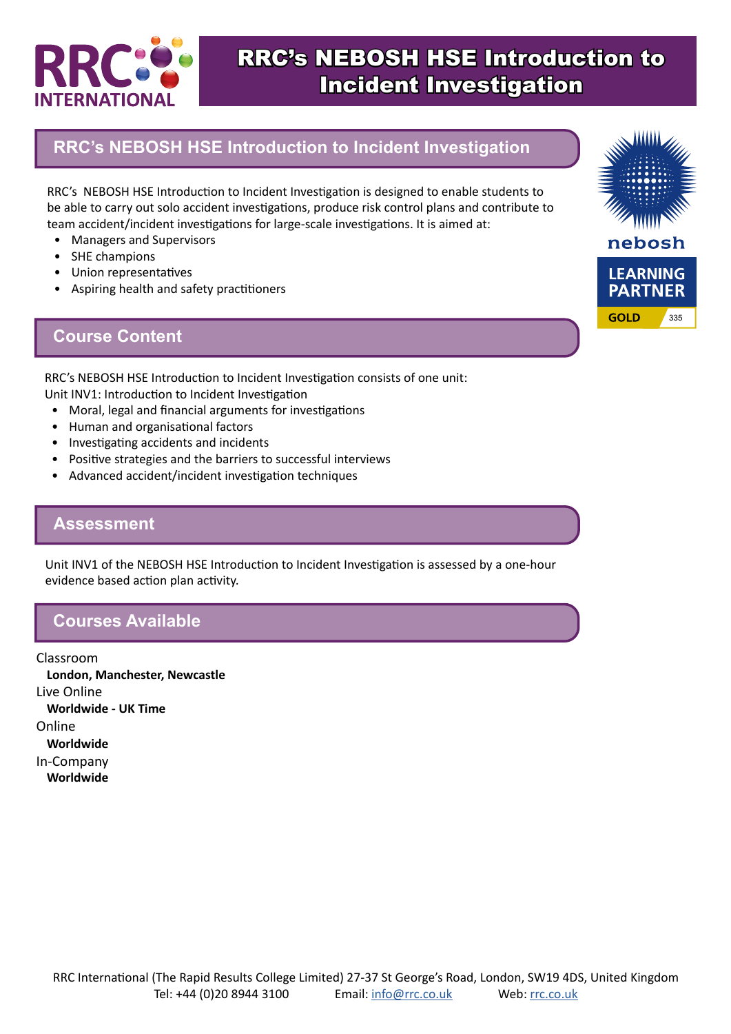# RRC's NEBOSH HSE Introduction to Incident Investigation

## RRC's NEBOSH HSE Introduction to Incident Investigation

RRC's NEBOSH HSE Introduction to Incident Investigation is designed to enable students to be able to carry out solo accident investigations, produce risk control plans and contribute to team accident/incident investigations for large-scale investigations. It is aimed at:

- Managers and Supervisors
- SHE champions
- Union representatives
- Aspiring health and safety practitioners

nebosh
LEARNING PARTNER
GOLD 335

## Course Content

RRC's NEBOSH HSE Introduction to Incident Investigation consists of one unit:
Unit INV1: Introduction to Incident Investigation

- Moral, legal and financial arguments for investigations
- Human and organisational factors
- Investigating accidents and incidents
- Positive strategies and the barriers to successful interviews
- Advanced accident/incident investigation techniques

## Assessment

Unit INV1 of the NEBOSH HSE Introduction to Incident Investigation is assessed by a one-hour evidence based action plan activity.

## Courses Available

Classroom
**London, Manchester, Newcastle**
Live Online
**Worldwide - UK Time**
Online
**Worldwide**
In-Company
**Worldwide**

RRC International (The Rapid Results College Limited) 27-37 St George's Road, London, SW19 4DS, United Kingdom
Tel: +44 (0)20 8944 3100 Email: info@rrc.co.uk Web: rrc.co.uk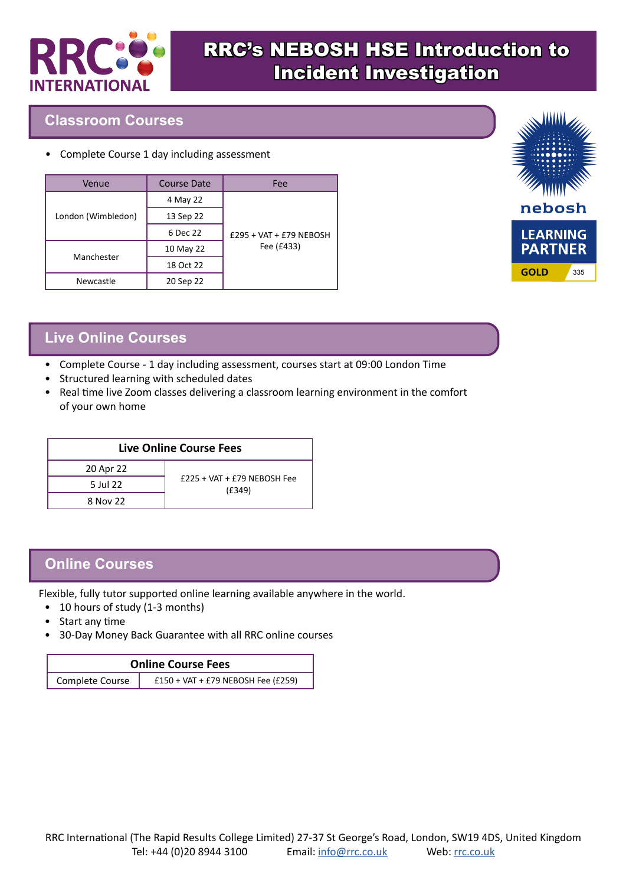# RRC's NEBOSH HSE Introduction to Incident Investigation

## Classroom Courses

- Complete Course 1 day including assessment

| Venue | Course Date | Fee |
|---|---|---|
| London (Wimbledon) | 4 May 22 | £295 + VAT + £79 NEBOSH Fee (£433) |
| | 13 Sep 22 | |
| | 6 Dec 22 | |
| Manchester | 10 May 22 | |
| | 18 Oct 22 | |
| Newcastle | 20 Sep 22 | |

## Live Online Courses

- Complete Course - 1 day including assessment, courses start at 09:00 London Time
- Structured learning with scheduled dates
- Real time live Zoom classes delivering a classroom learning environment in the comfort of your own home

| Live Online Course Fees | |
|---|---|
| 20 Apr 22 | £225 + VAT + £79 NEBOSH Fee (£349) |
| 5 Jul 22 | |
| 8 Nov 22 | |

## Online Courses

Flexible, fully tutor supported online learning available anywhere in the world.

- 10 hours of study (1-3 months)
- Start any time
- 30-Day Money Back Guarantee with all RRC online courses

| Online Course Fees | |
|---|---|
| Complete Course | £150 + VAT + £79 NEBOSH Fee (£259) |

RRC International (The Rapid Results College Limited) 27-37 St George's Road, London, SW19 4DS, United Kingdom
Tel: +44 (0)20 8944 3100 Email: info@rrc.co.uk Web: rrc.co.uk